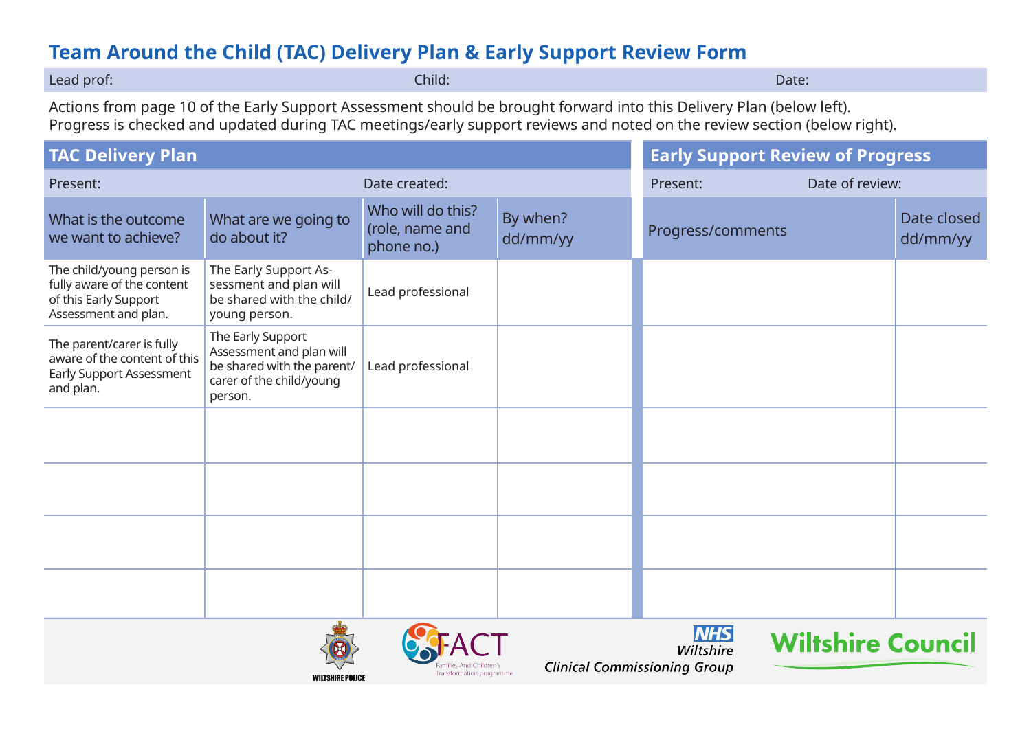# Team Around the Child (TAC) Delivery Plan & Early Support Review Form

Lead prof: Child: Date:

Actions from page 10 of the Early Support Assessment should be brought forward into this Delivery Plan (below left).
Progress is checked and updated during TAC meetings/early support reviews and noted on the review section (below right).

## TAC Delivery Plan

Present: Date created:

## Early Support Review of Progress

Present: Date of review:

| What is the outcome we want to achieve? | What are we going to do about it? | Who will do this? (role, name and phone no.) | By when? dd/mm/yy | Progress/comments | Date closed dd/mm/yy |
|---|---|---|---|---|---|
| The child/young person is fully aware of the content of this Early Support Assessment and plan. | The Early Support Assessment and plan will be shared with the child/young person. | Lead professional | | | |
| The parent/carer is fully aware of the content of this Early Support Assessment and plan. | The Early Support Assessment and plan will be shared with the parent/carer of the child/young person. | Lead professional | | | |
| | | | | | |
| | | | | | |
| | | | | | |
| | | | | | |

WILTSHIRE POLICE

FACT Families And Children's Transformation programme

NHS Wiltshire Clinical Commissioning Group

Wiltshire Council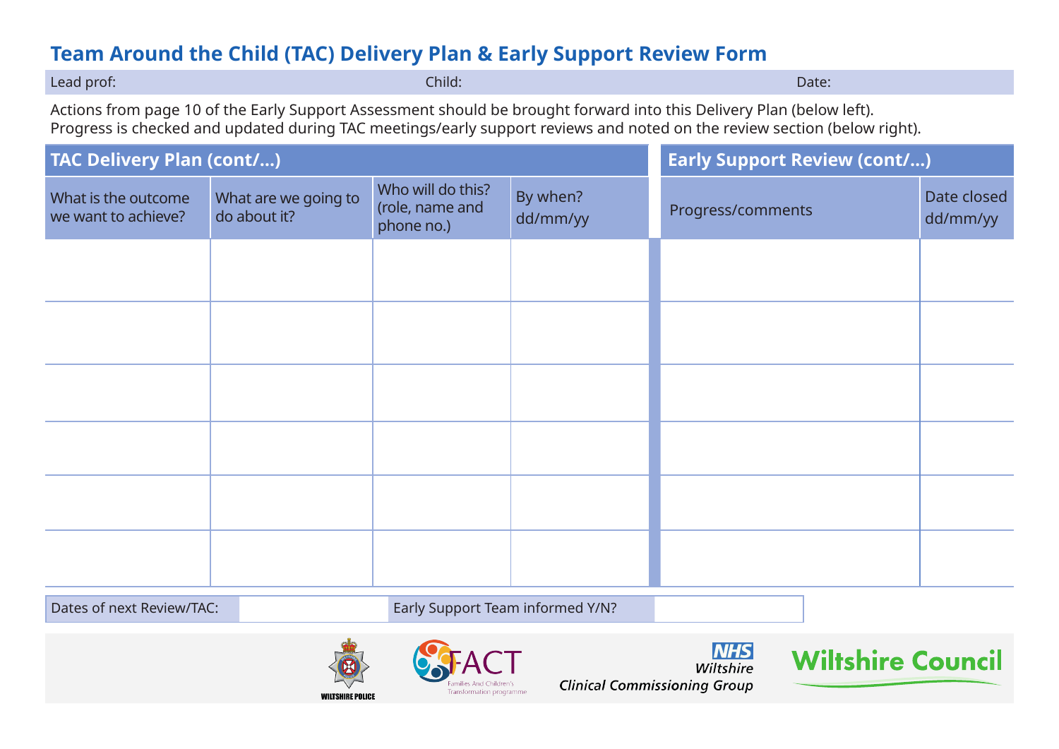# Team Around the Child (TAC) Delivery Plan & Early Support Review Form

Lead prof: Child: Date:

Actions from page 10 of the Early Support Assessment should be brought forward into this Delivery Plan (below left).
Progress is checked and updated during TAC meetings/early support reviews and noted on the review section (below right).

| TAC Delivery Plan (cont/...) | | | | Early Support Review (cont/...) | |
|---|---|---|---|---|---|
| What is the outcome we want to achieve? | What are we going to do about it? | Who will do this? (role, name and phone no.) | By when? dd/mm/yy | Progress/comments | Date closed dd/mm/yy |
| | | | | | |
| | | | | | |
| | | | | | |
| | | | | | |
| | | | | | |
| | | | | | |

| Dates of next Review/TAC: | | Early Support Team informed Y/N? | |
|---|---|---|---|

WILTSHIRE POLICE

FACT Families And Children's Transformation programme

NHS Wiltshire Clinical Commissioning Group

Wiltshire Council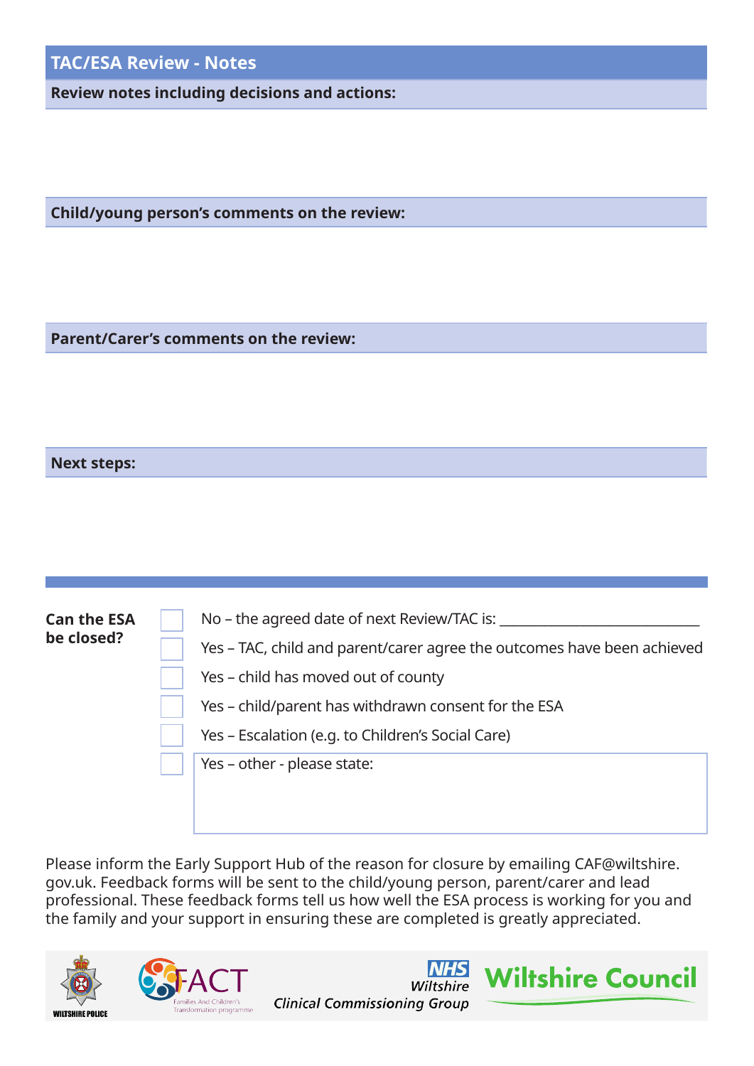## TAC/ESA Review - Notes

**Review notes including decisions and actions:**

**Child/young person's comments on the review:**

**Parent/Carer's comments on the review:**

**Next steps:**

**Can the ESA be closed?**

- ☐ No – the agreed date of next Review/TAC is: ____________________________
- ☐ Yes – TAC, child and parent/carer agree the outcomes have been achieved
- ☐ Yes – child has moved out of county
- ☐ Yes – child/parent has withdrawn consent for the ESA
- ☐ Yes – Escalation (e.g. to Children's Social Care)
- ☐ Yes – other - please state:

Please inform the Early Support Hub of the reason for closure by emailing CAF@wiltshire.gov.uk. Feedback forms will be sent to the child/young person, parent/carer and lead professional. These feedback forms tell us how well the ESA process is working for you and the family and your support in ensuring these are completed is greatly appreciated.

WILTSHIRE POLICE

FACT Families And Children's Transformation programme

NHS Wiltshire Clinical Commissioning Group

Wiltshire Council